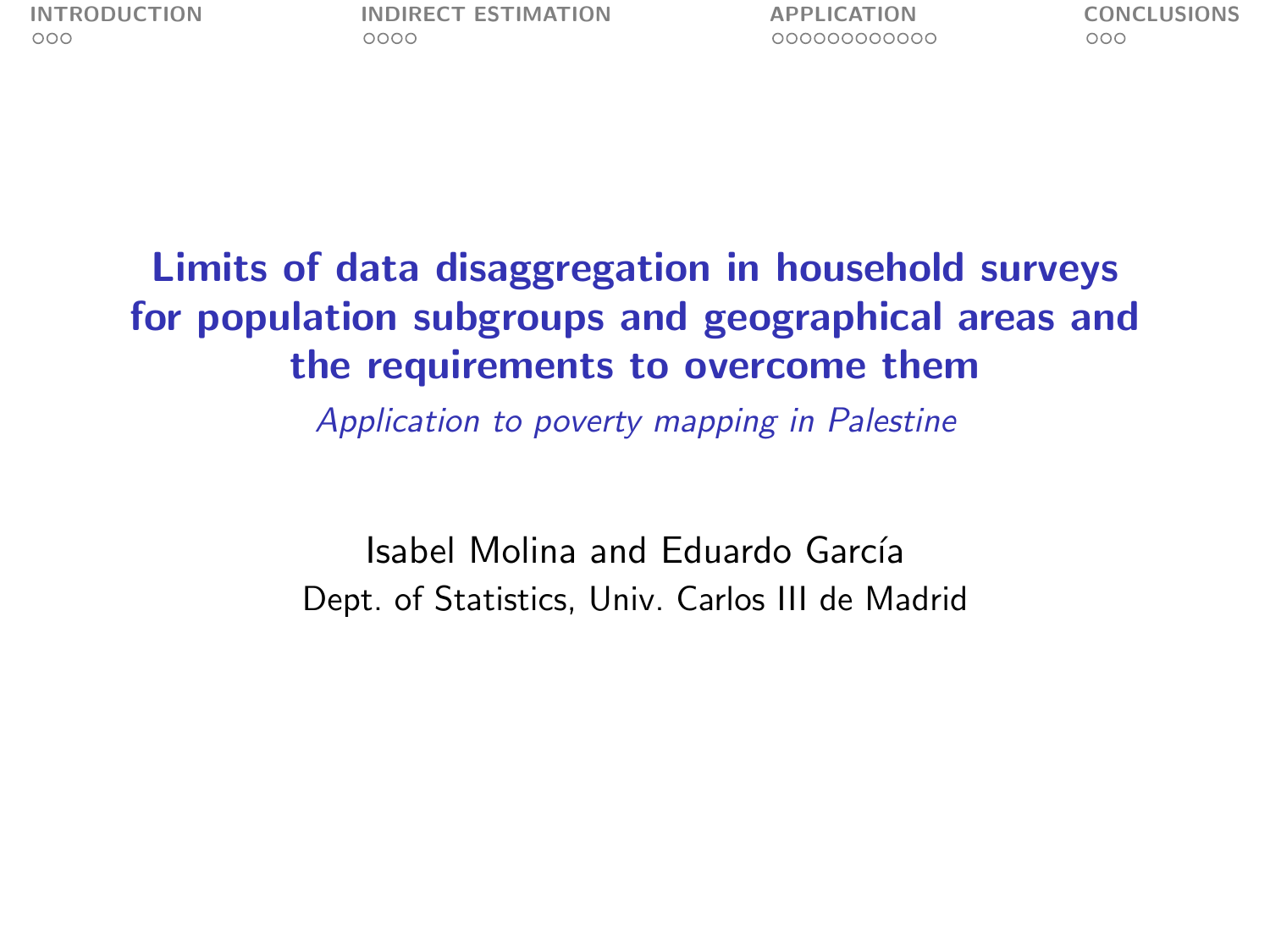# Limits of data disaggregation in household surveys for population subgroups and geographical areas and the requirements to overcome them

*Application to poverty mapping in Palestine*

Isabel Molina and Eduardo García

Dept. of Statistics, Univ. Carlos III de Madrid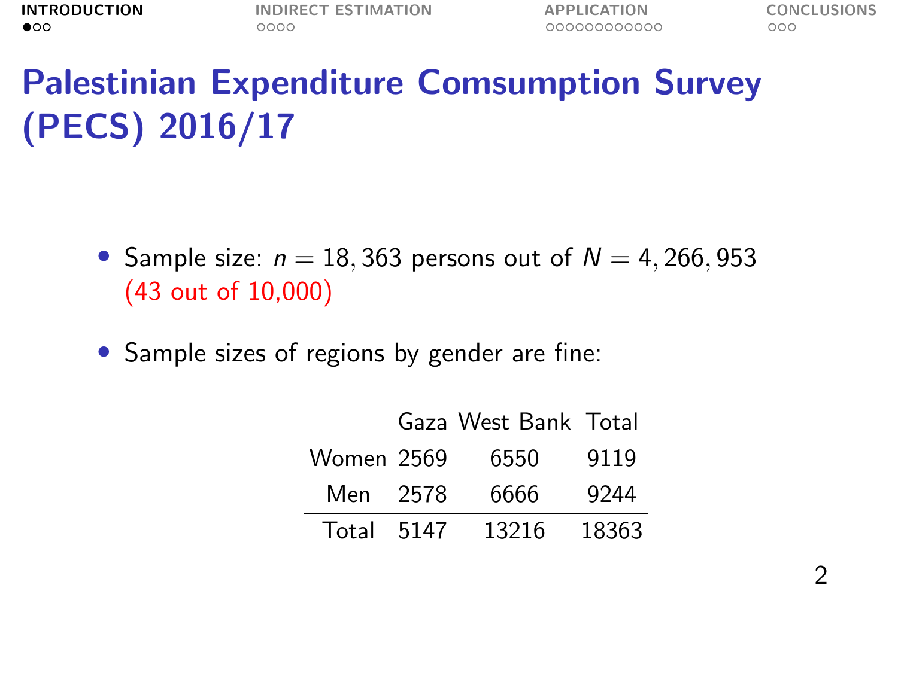# Palestinian Expenditure Comsumption Survey (PECS) 2016/17

- Sample size: $n = 18,363$ persons out of $N = 4,266,953$ (43 out of 10,000)
- Sample sizes of regions by gender are fine:

| | Gaza | West Bank | Total |
|---|---|---|---|
| Women | 2569 | 6550 | 9119 |
| Men | 2578 | 6666 | 9244 |
| Total | 5147 | 13216 | 18363 |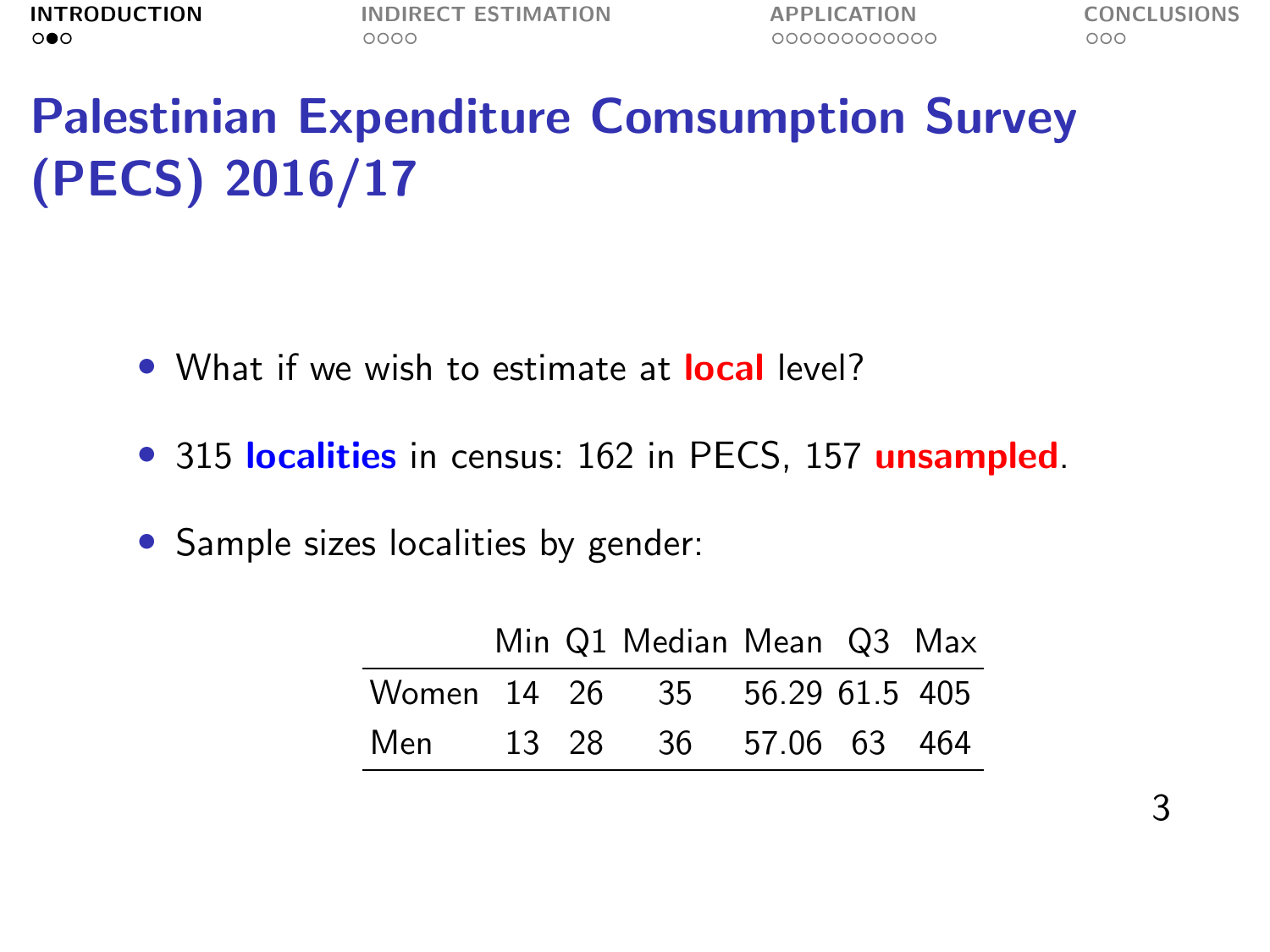# Palestinian Expenditure Comsumption Survey (PECS) 2016/17

- What if we wish to estimate at **local** level?
- 315 **localities** in census: 162 in PECS, 157 **unsampled**.
- Sample sizes localities by gender:

| | Min | Q1 | Median | Mean | Q3 | Max |
|---|---|---|---|---|---|---|
| Women | 14 | 26 | 35 | 56.29 | 61.5 | 405 |
| Men | 13 | 28 | 36 | 57.06 | 63 | 464 |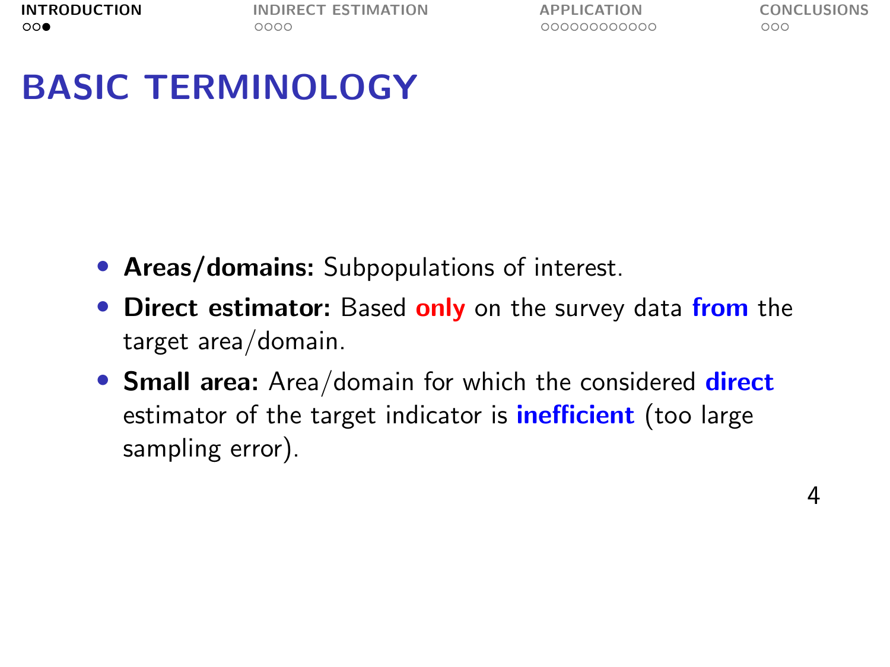# BASIC TERMINOLOGY

- **Areas/domains:** Subpopulations of interest.
- **Direct estimator:** Based **only** on the survey data **from** the target area/domain.
- **Small area:** Area/domain for which the considered **direct** estimator of the target indicator is **inefficient** (too large sampling error).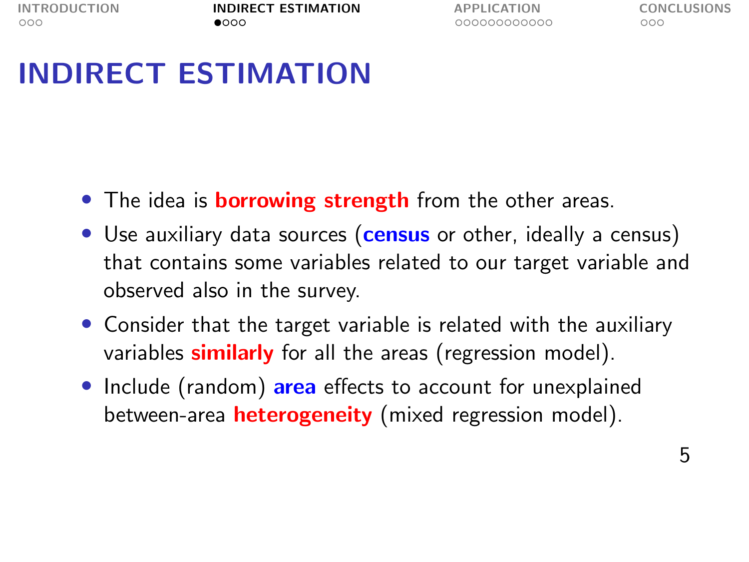# INDIRECT ESTIMATION

- The idea is **borrowing strength** from the other areas.
- Use auxiliary data sources (**census** or other, ideally a census) that contains some variables related to our target variable and observed also in the survey.
- Consider that the target variable is related with the auxiliary variables **similarly** for all the areas (regression model).
- Include (random) **area** effects to account for unexplained between-area **heterogeneity** (mixed regression model).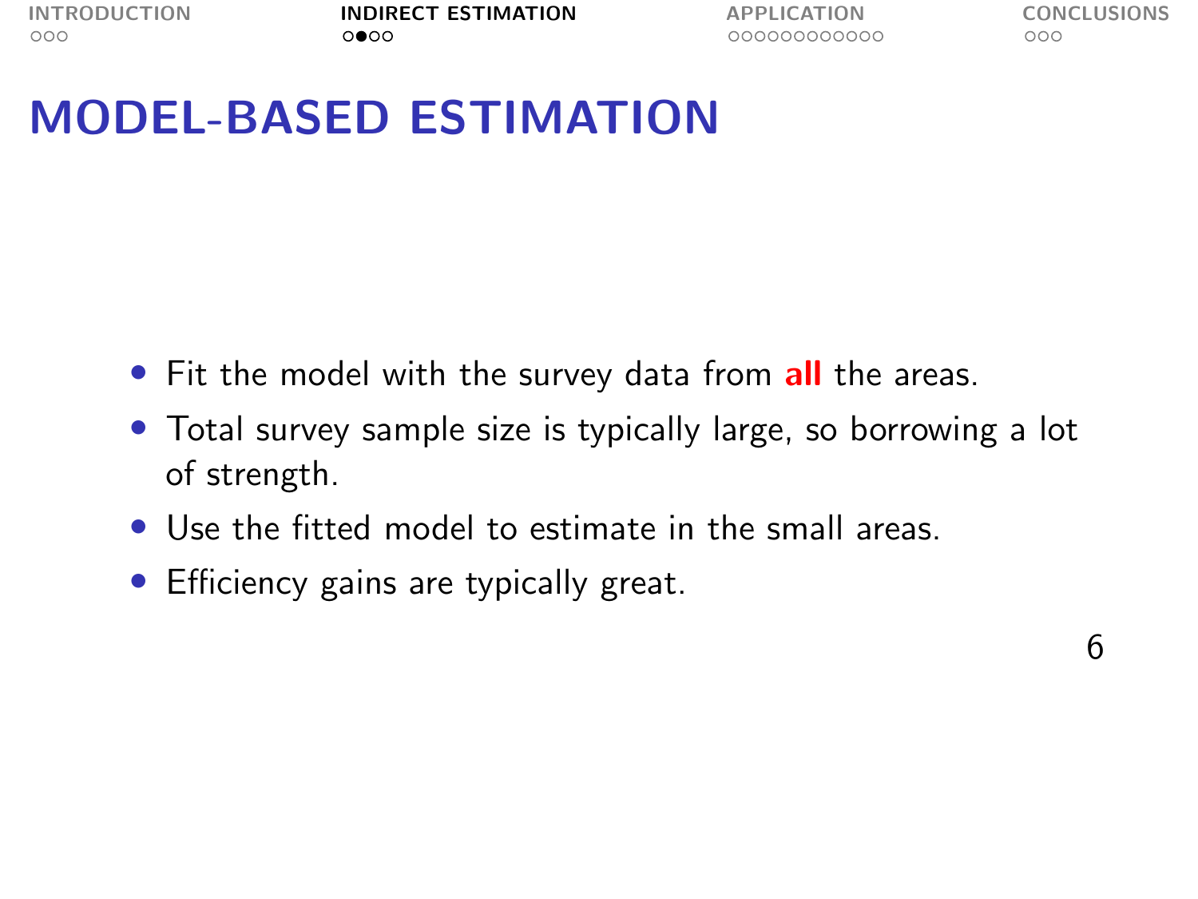# MODEL-BASED ESTIMATION

- Fit the model with the survey data from **all** the areas.
- Total survey sample size is typically large, so borrowing a lot of strength.
- Use the fitted model to estimate in the small areas.
- Efficiency gains are typically great.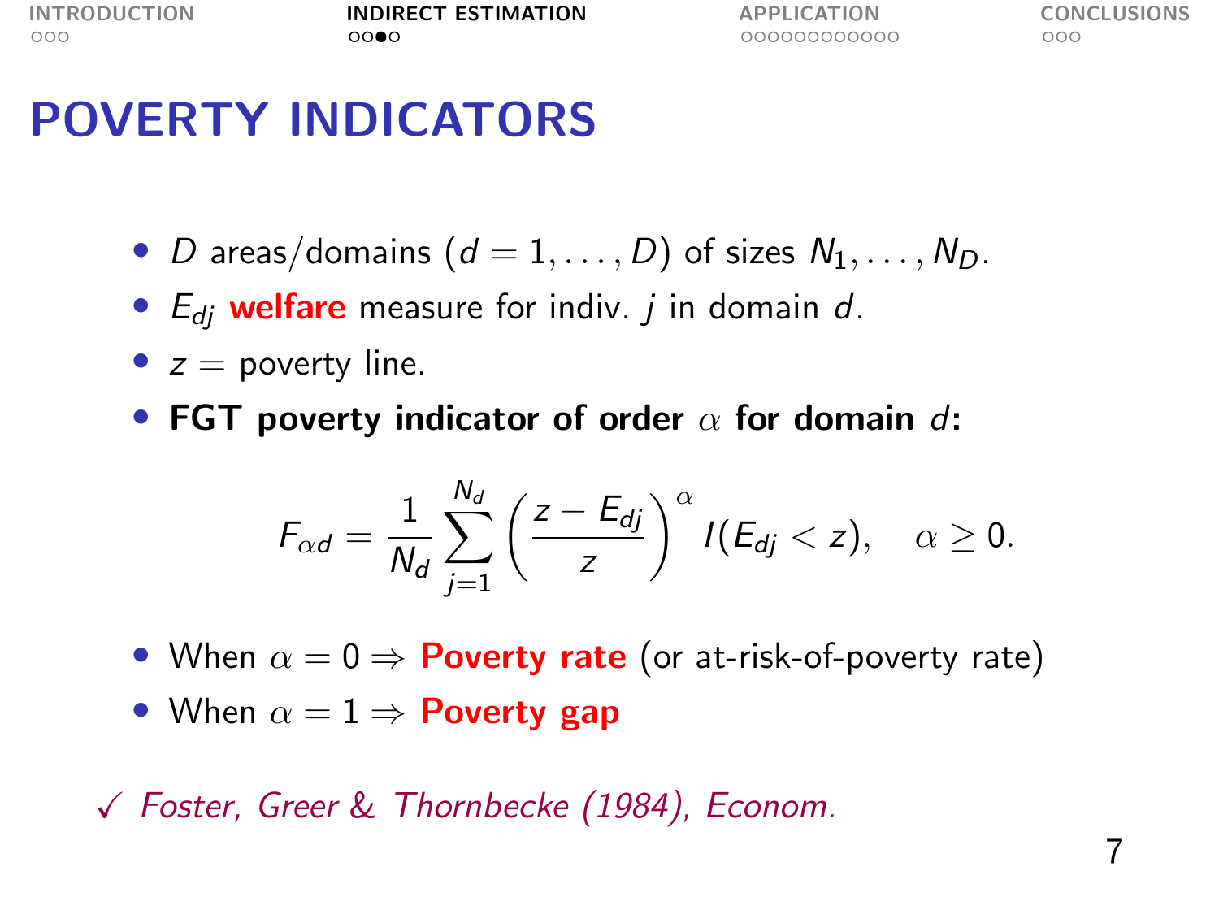# POVERTY INDICATORS

- $D$ areas/domains ($d = 1, \ldots, D$) of sizes $N_1, \ldots, N_D$.
- $E_{dj}$ **welfare** measure for indiv. $j$ in domain $d$.
- $z$ = poverty line.
- **FGT poverty indicator of order $\alpha$ for domain $d$:**

$$F_{\alpha d} = \frac{1}{N_d} \sum_{j=1}^{N_d} \left( \frac{z - E_{dj}}{z} \right)^{\alpha} I(E_{dj} < z), \quad \alpha \geq 0.$$

- When $\alpha = 0 \Rightarrow$ **Poverty rate** (or at-risk-of-poverty rate)
- When $\alpha = 1 \Rightarrow$ **Poverty gap**

✓ *Foster, Greer & Thornbecke (1984), Econom.*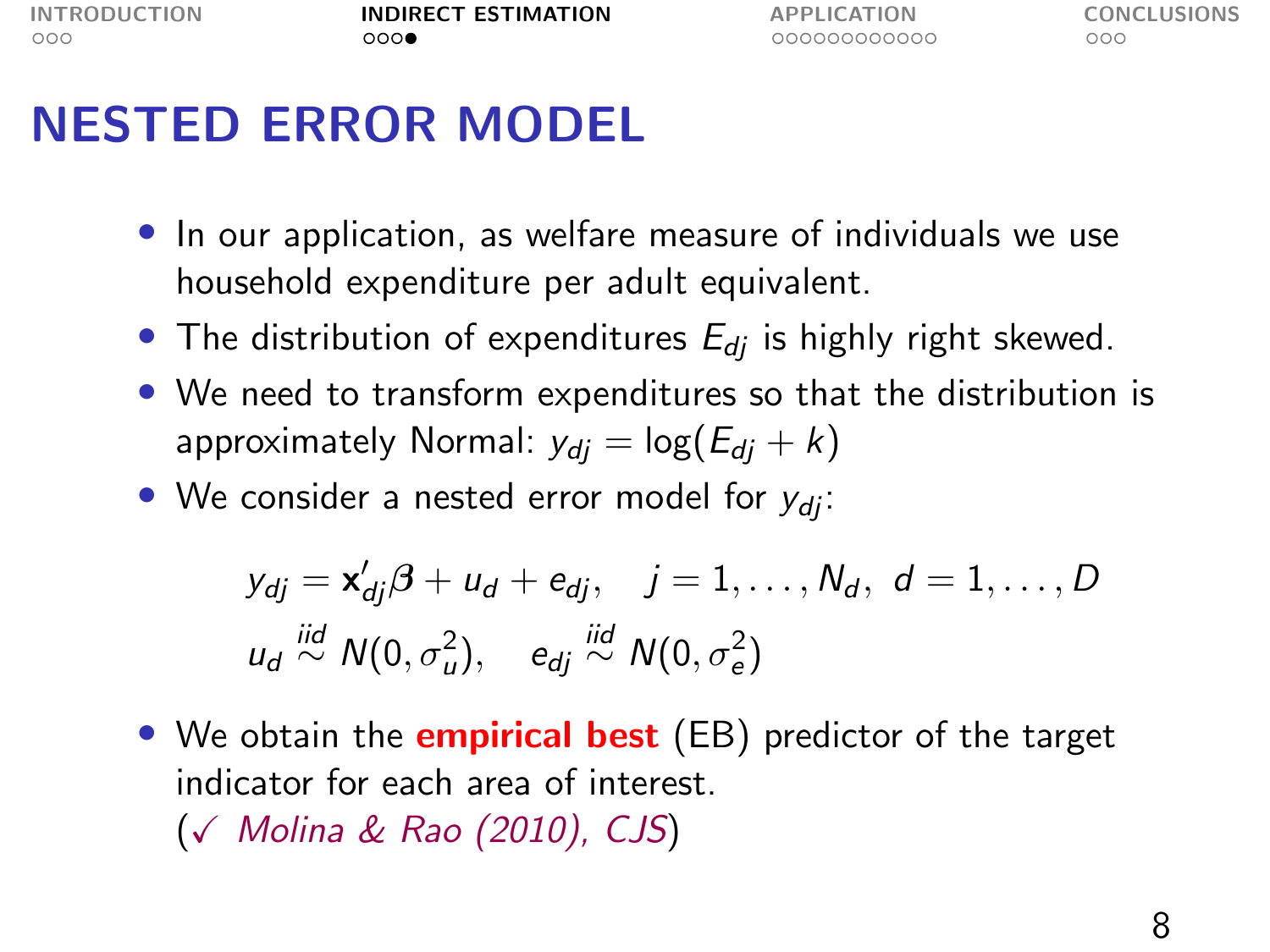# NESTED ERROR MODEL

- In our application, as welfare measure of individuals we use household expenditure per adult equivalent.
- The distribution of expenditures $E_{dj}$ is highly right skewed.
- We need to transform expenditures so that the distribution is approximately Normal: $y_{dj} = \log(E_{dj} + k)$
- We consider a nested error model for $y_{dj}$:

$$y_{dj} = \mathbf{x}_{dj}'\boldsymbol{\beta} + u_d + e_{dj}, \quad j = 1, \ldots, N_d, \ d = 1, \ldots, D$$

$$u_d \overset{iid}{\sim} N(0, \sigma_u^2), \quad e_{dj} \overset{iid}{\sim} N(0, \sigma_e^2)$$

- We obtain the **empirical best** (EB) predictor of the target indicator for each area of interest. (✓ *Molina & Rao (2010), CJS*)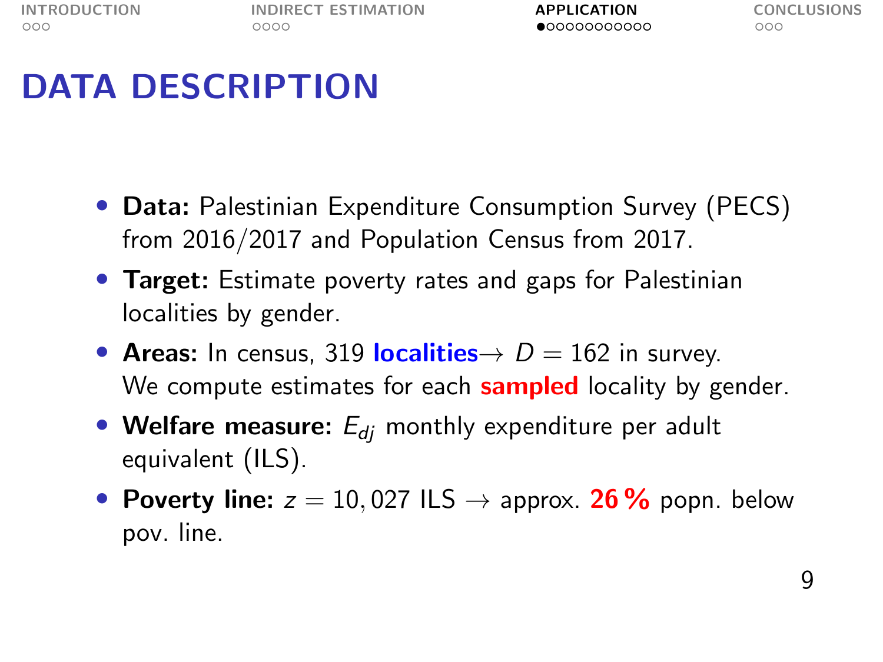# DATA DESCRIPTION

- **Data:** Palestinian Expenditure Consumption Survey (PECS) from 2016/2017 and Population Census from 2017.
- **Target:** Estimate poverty rates and gaps for Palestinian localities by gender.
- **Areas:** In census, 319 **localities** $\rightarrow D = 162$ in survey. We compute estimates for each **sampled** locality by gender.
- **Welfare measure:** $E_{dj}$ monthly expenditure per adult equivalent (ILS).
- **Poverty line:** $z = 10,027$ ILS $\rightarrow$ approx. **26 %** popn. below pov. line.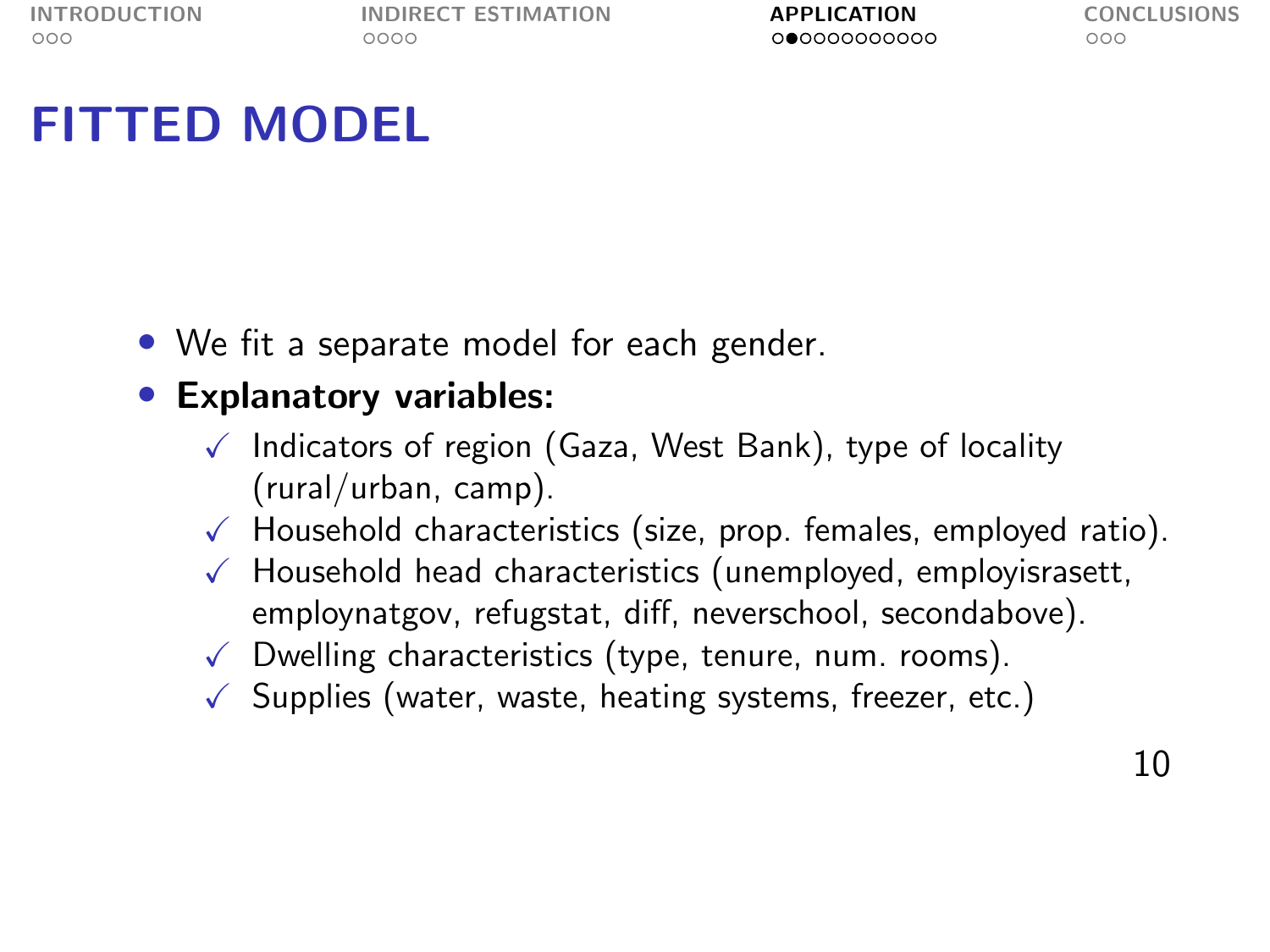# FITTED MODEL

- We fit a separate model for each gender.
- **Explanatory variables:**
  - ✓ Indicators of region (Gaza, West Bank), type of locality (rural/urban, camp).
  - ✓ Household characteristics (size, prop. females, employed ratio).
  - ✓ Household head characteristics (unemployed, employisrasett, employnatgov, refugstat, diff, neverschool, secondabove).
  - ✓ Dwelling characteristics (type, tenure, num. rooms).
  - ✓ Supplies (water, waste, heating systems, freezer, etc.)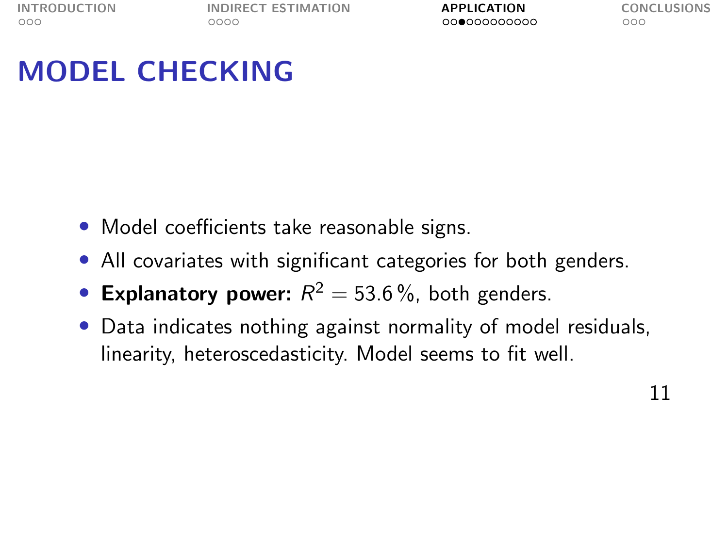# MODEL CHECKING

- Model coefficients take reasonable signs.
- All covariates with significant categories for both genders.
- **Explanatory power:** $R^2 = 53.6\,\%$, both genders.
- Data indicates nothing against normality of model residuals, linearity, heteroscedasticity. Model seems to fit well.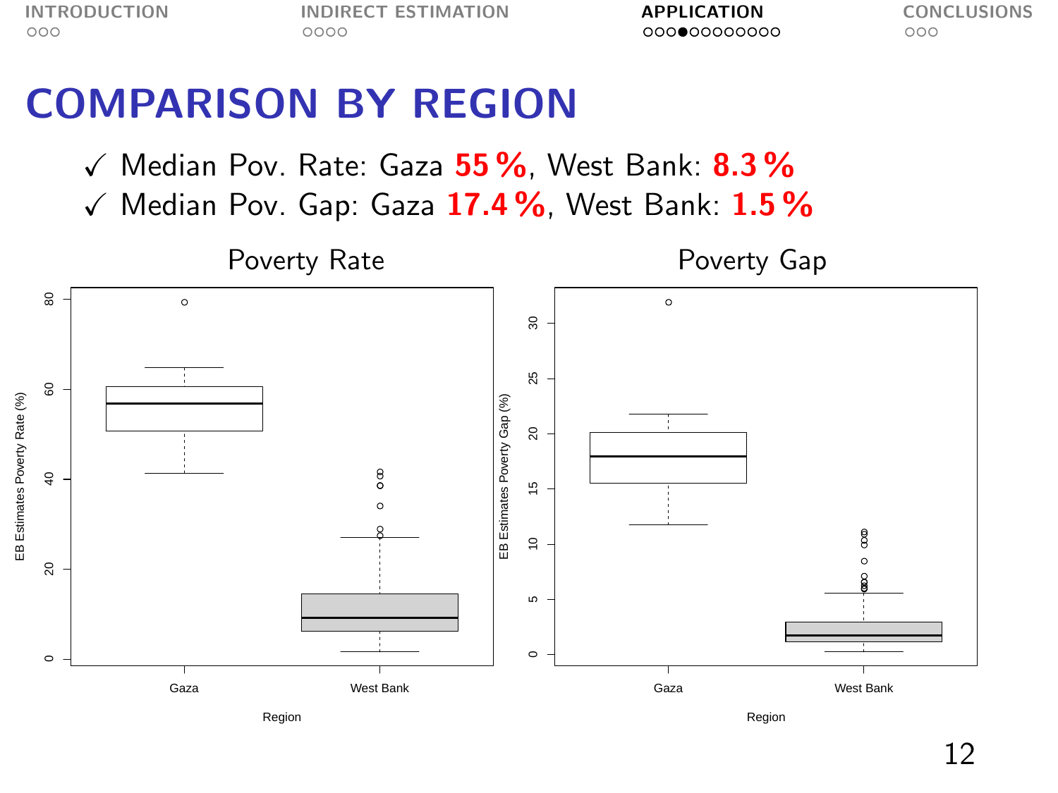# COMPARISON BY REGION

✓ Median Pov. Rate: Gaza **55 %**, West Bank: **8.3 %**

✓ Median Pov. Gap: Gaza **17.4 %**, West Bank: **1.5 %**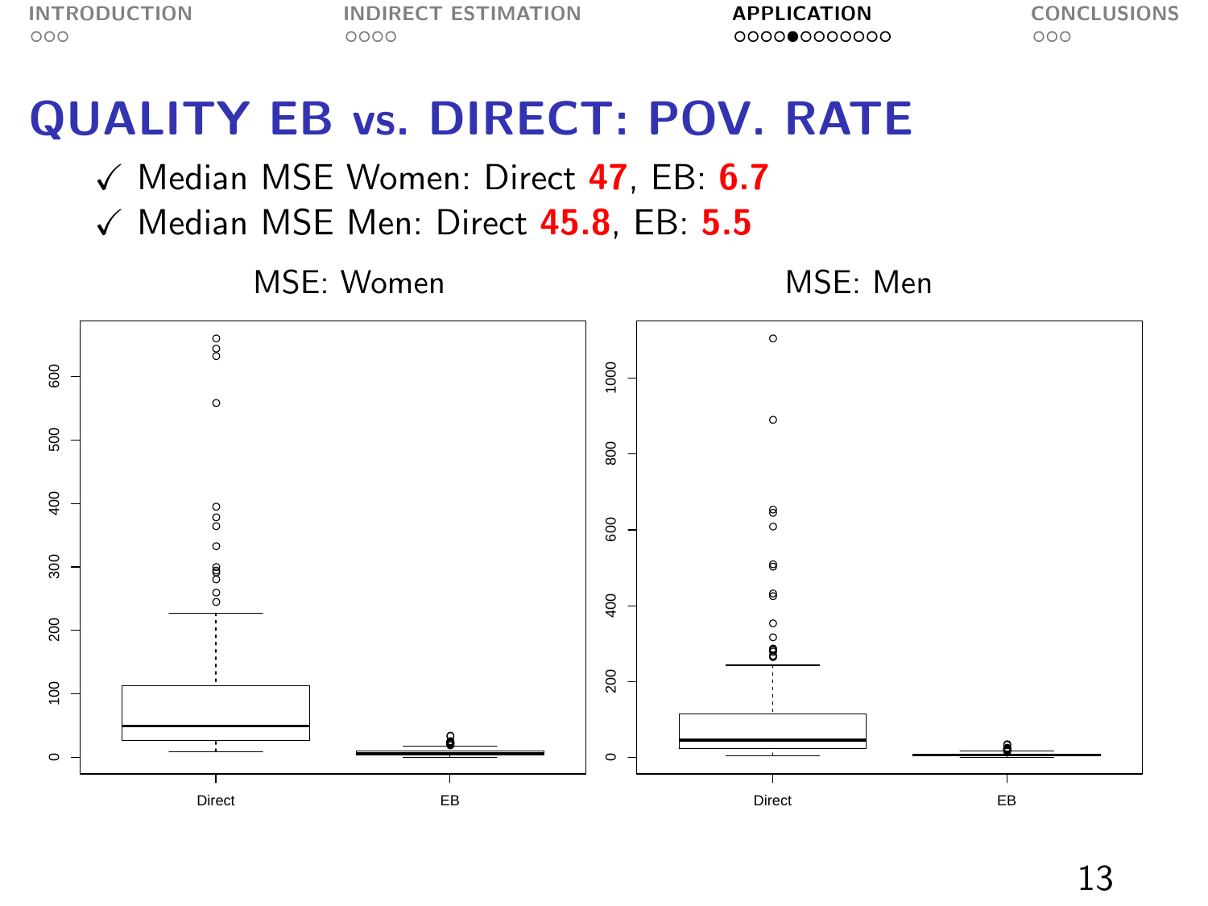# QUALITY EB vs. DIRECT: POV. RATE

- ✓ Median MSE Women: Direct **47**, EB: **6.7**
- ✓ Median MSE Men: Direct **45.8**, EB: **5.5**

MSE: Women

MSE: Men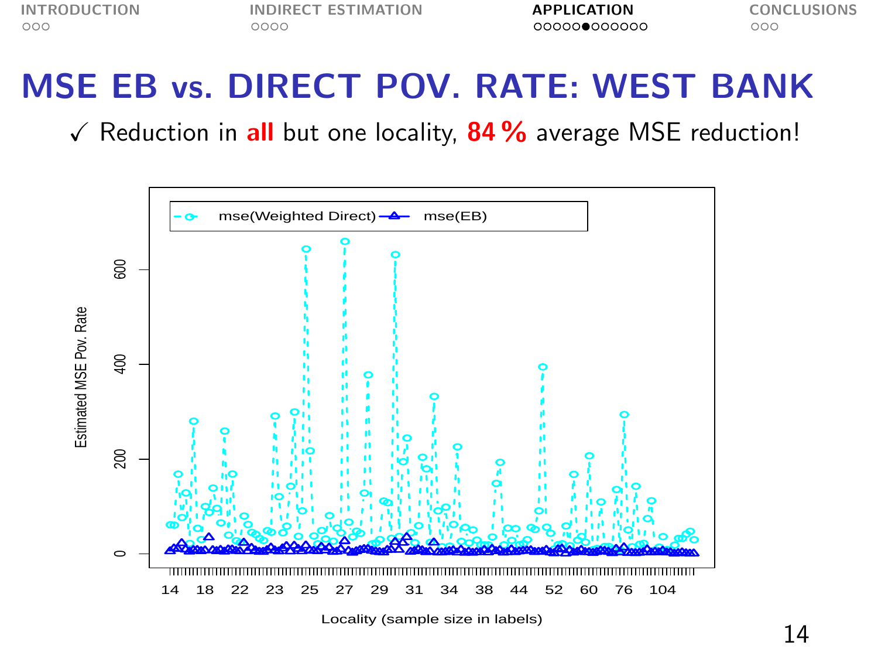# MSE EB vs. DIRECT POV. RATE: WEST BANK

✓ Reduction in **all** but one locality, **84 %** average MSE reduction!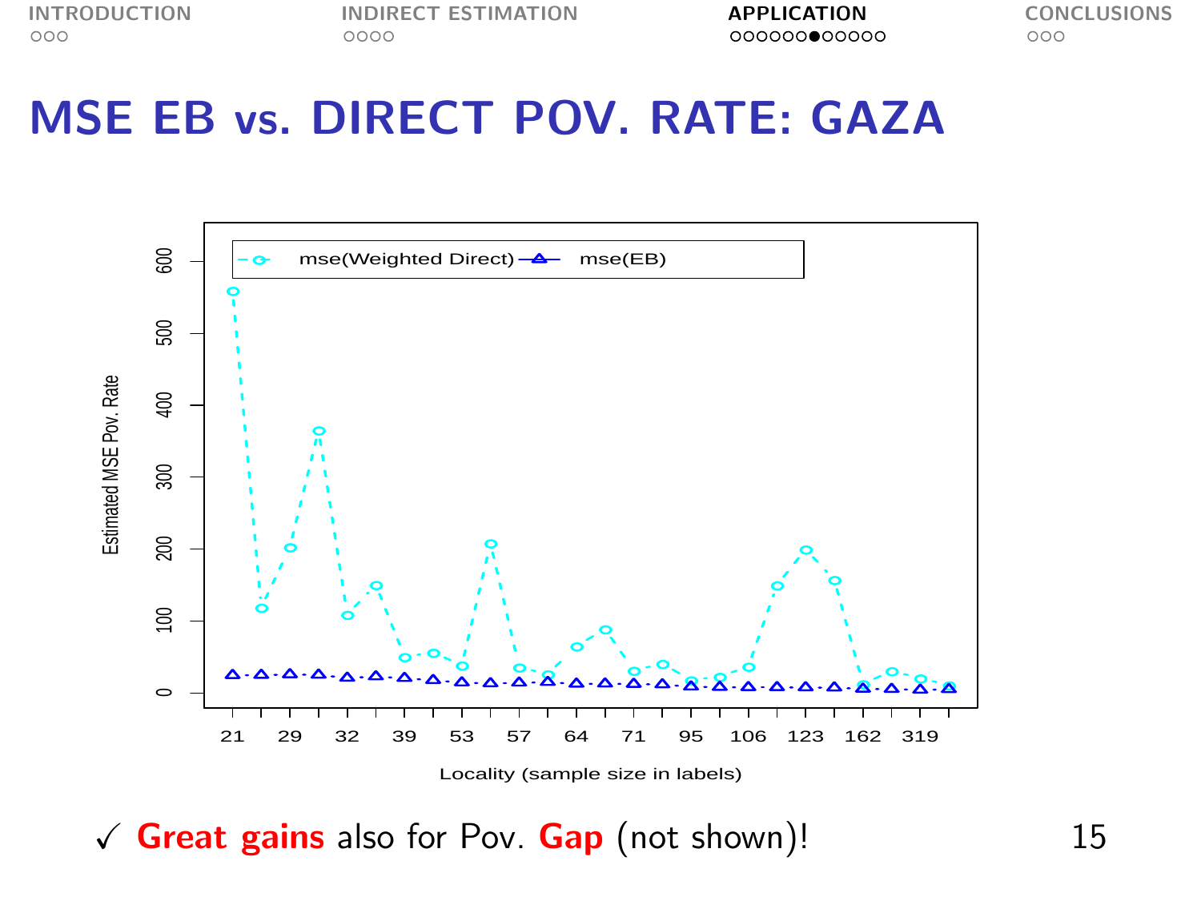# MSE EB vs. DIRECT POV. RATE: GAZA

✓ **Great gains** also for Pov. **Gap** (not shown)!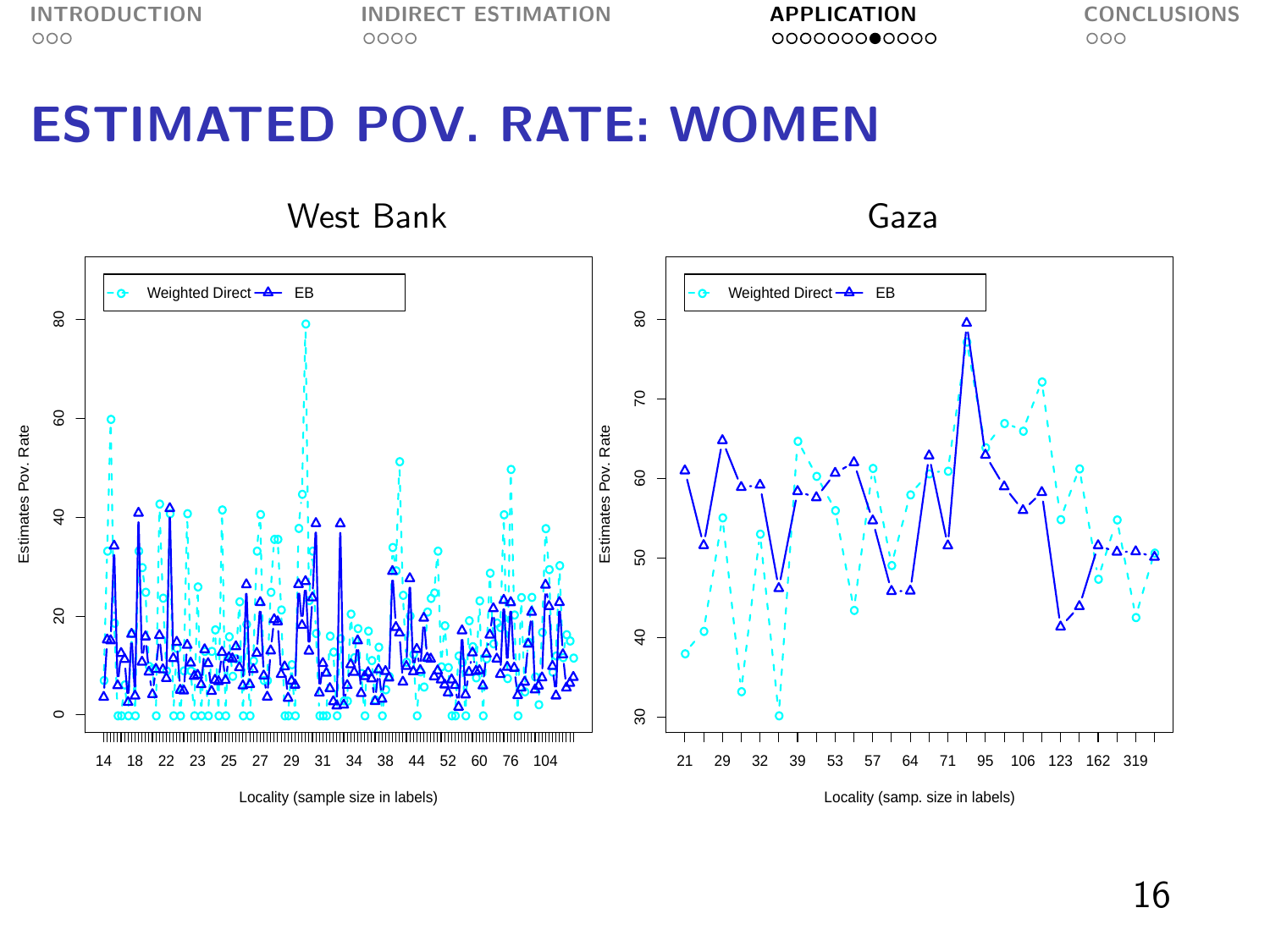# ESTIMATED POV. RATE: WOMEN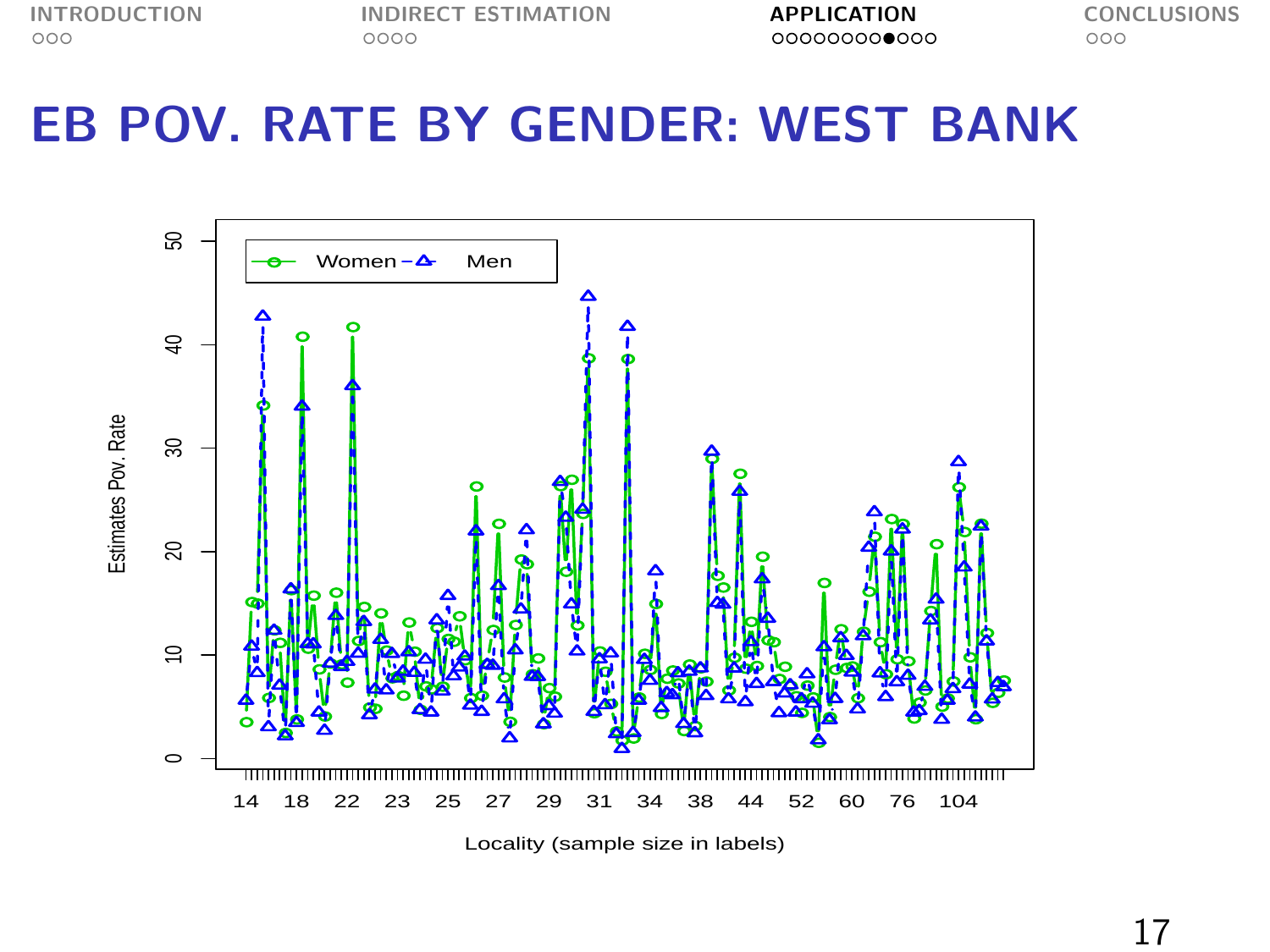# EB POV. RATE BY GENDER: WEST BANK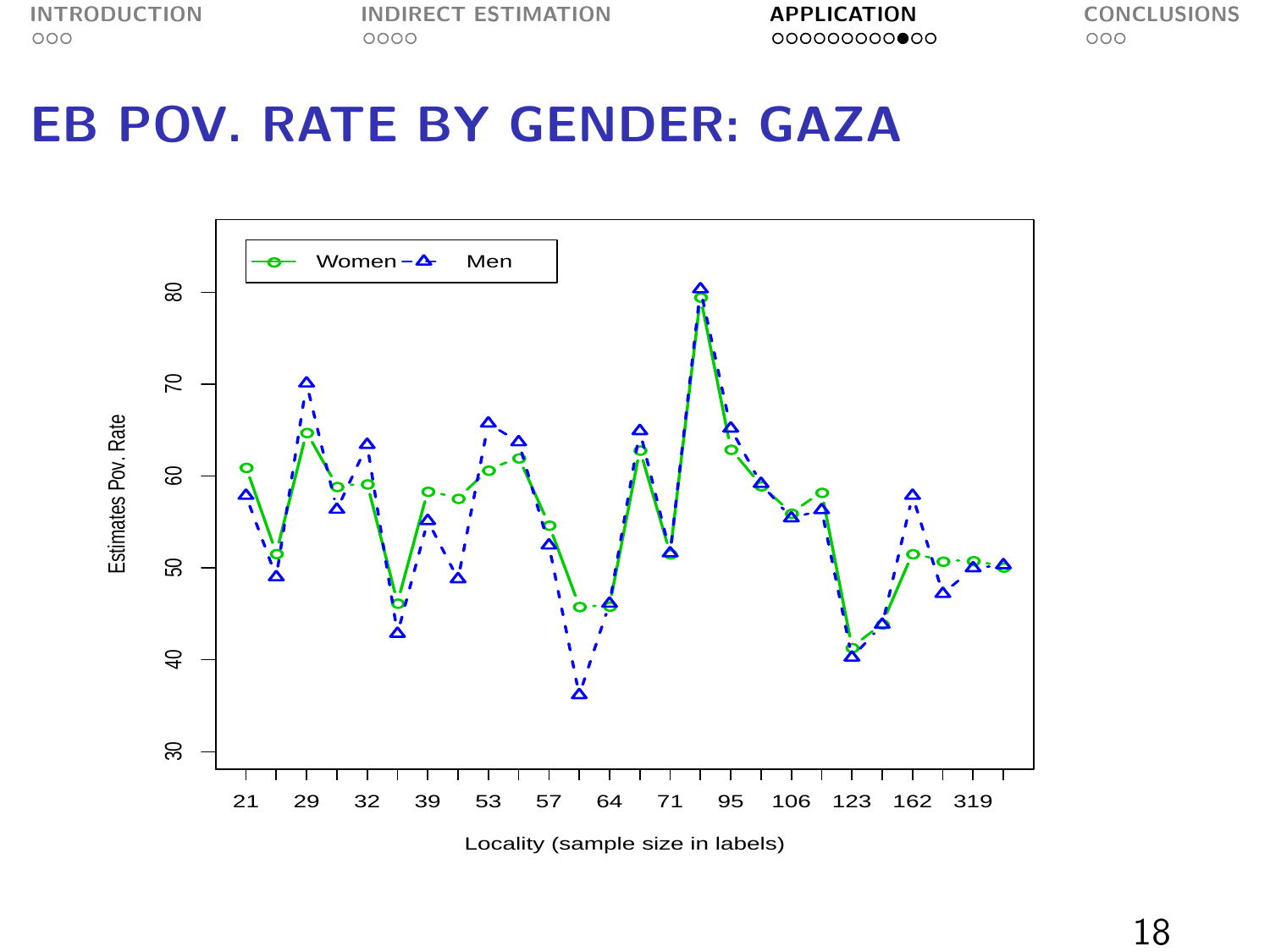# EB POV. RATE BY GENDER: GAZA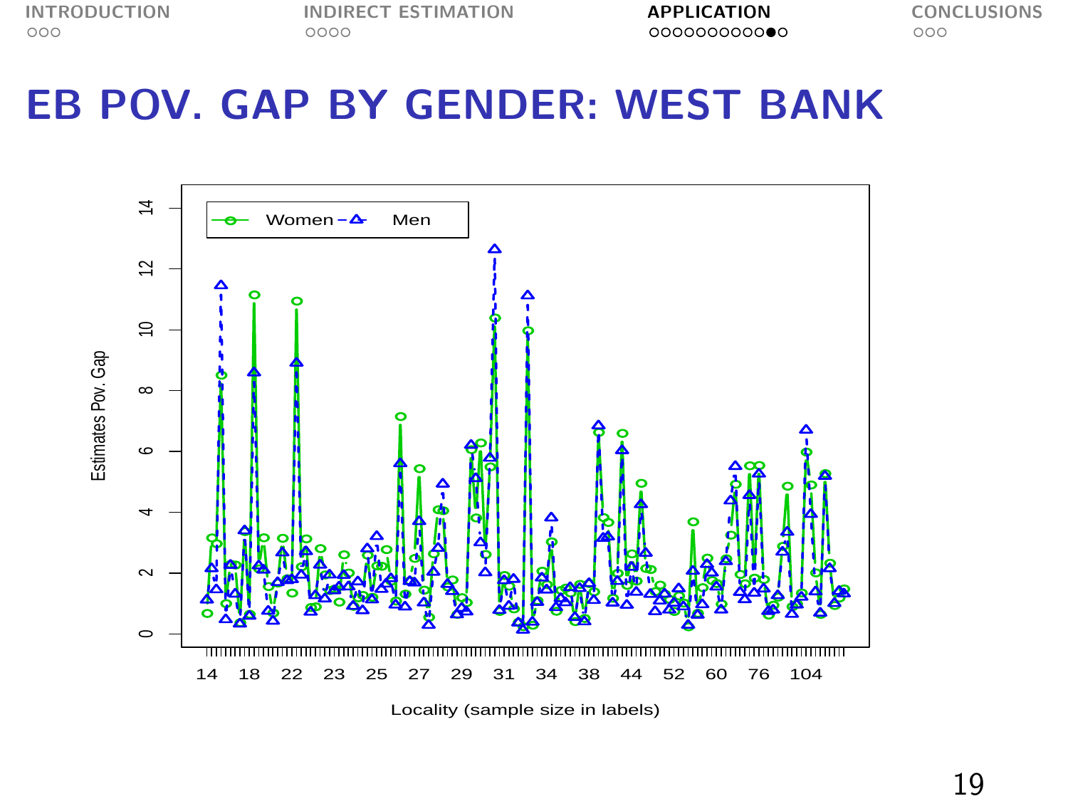# EB POV. GAP BY GENDER: WEST BANK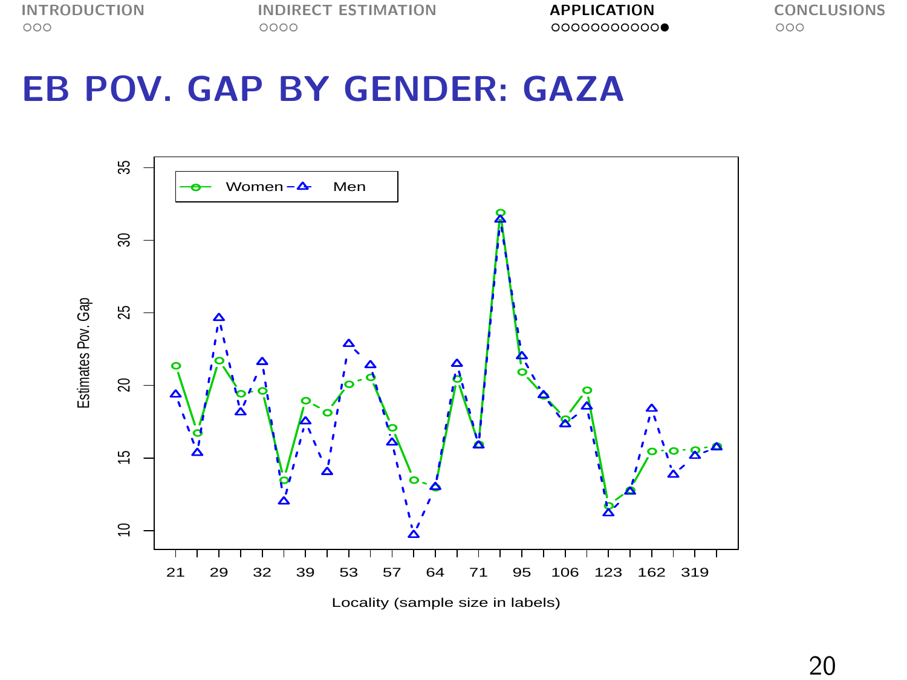# EB POV. GAP BY GENDER: GAZA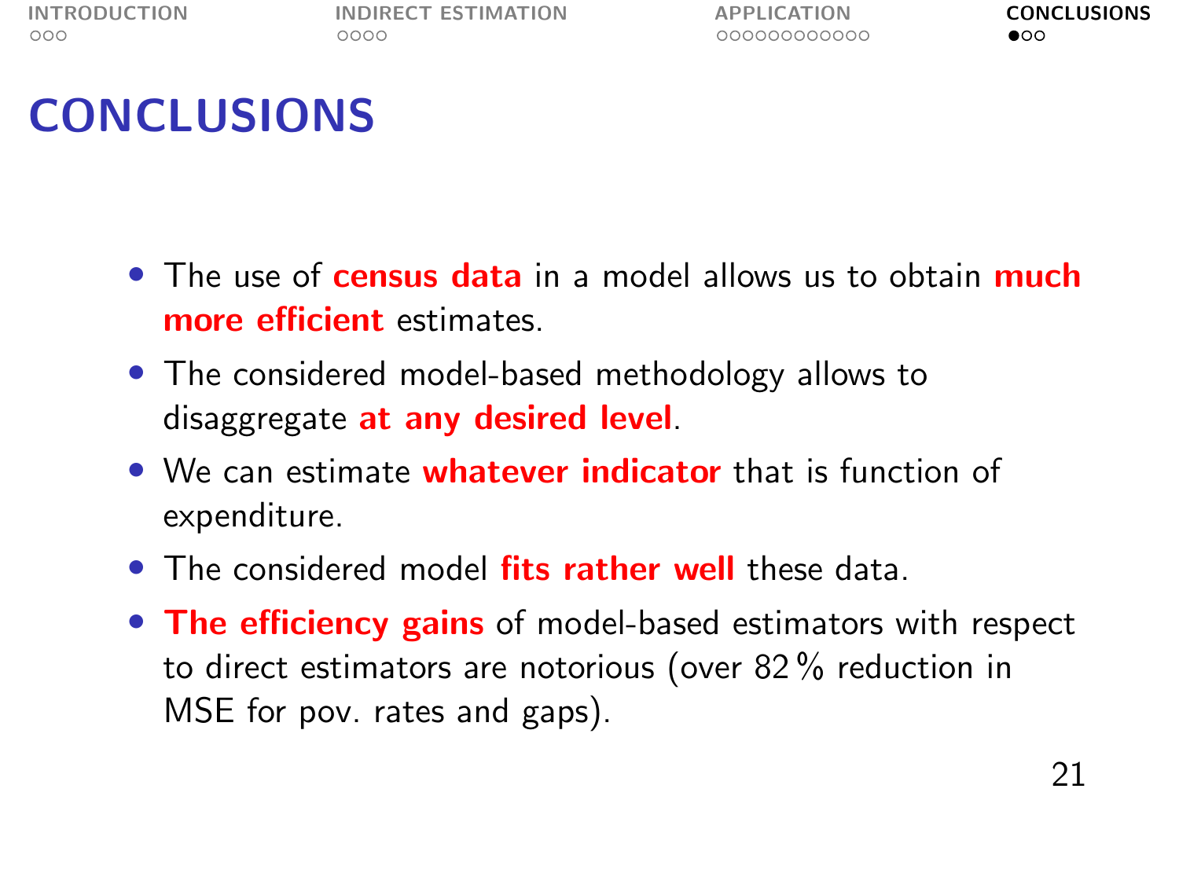# CONCLUSIONS

- The use of **census data** in a model allows us to obtain **much more efficient** estimates.
- The considered model-based methodology allows to disaggregate **at any desired level**.
- We can estimate **whatever indicator** that is function of expenditure.
- The considered model **fits rather well** these data.
- **The efficiency gains** of model-based estimators with respect to direct estimators are notorious (over 82 % reduction in MSE for pov. rates and gaps).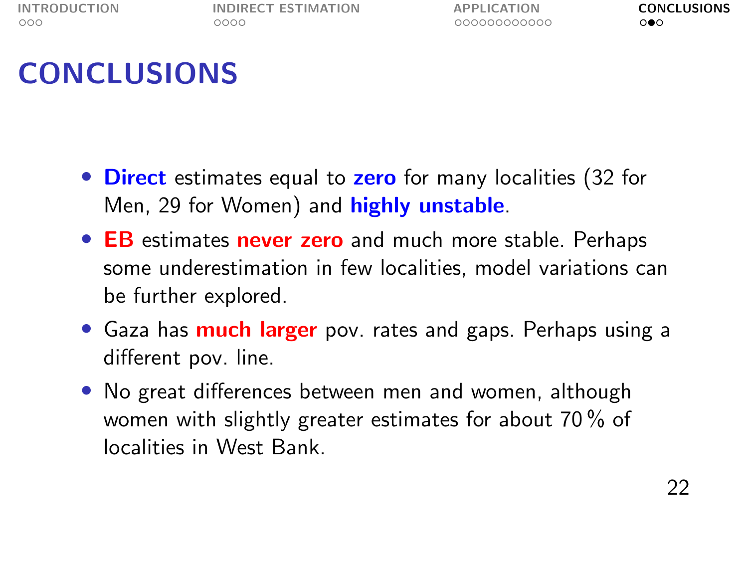# CONCLUSIONS

- **Direct** estimates equal to **zero** for many localities (32 for Men, 29 for Women) and **highly unstable**.
- **EB** estimates **never zero** and much more stable. Perhaps some underestimation in few localities, model variations can be further explored.
- Gaza has **much larger** pov. rates and gaps. Perhaps using a different pov. line.
- No great differences between men and women, although women with slightly greater estimates for about 70 % of localities in West Bank.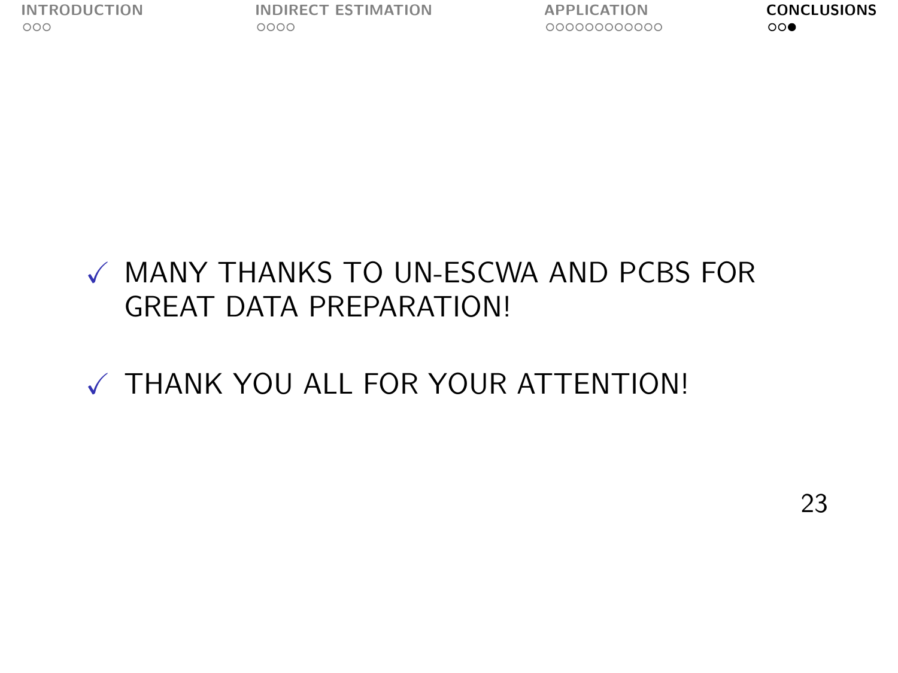- ✓ MANY THANKS TO UN-ESCWA AND PCBS FOR GREAT DATA PREPARATION!
- ✓ THANK YOU ALL FOR YOUR ATTENTION!